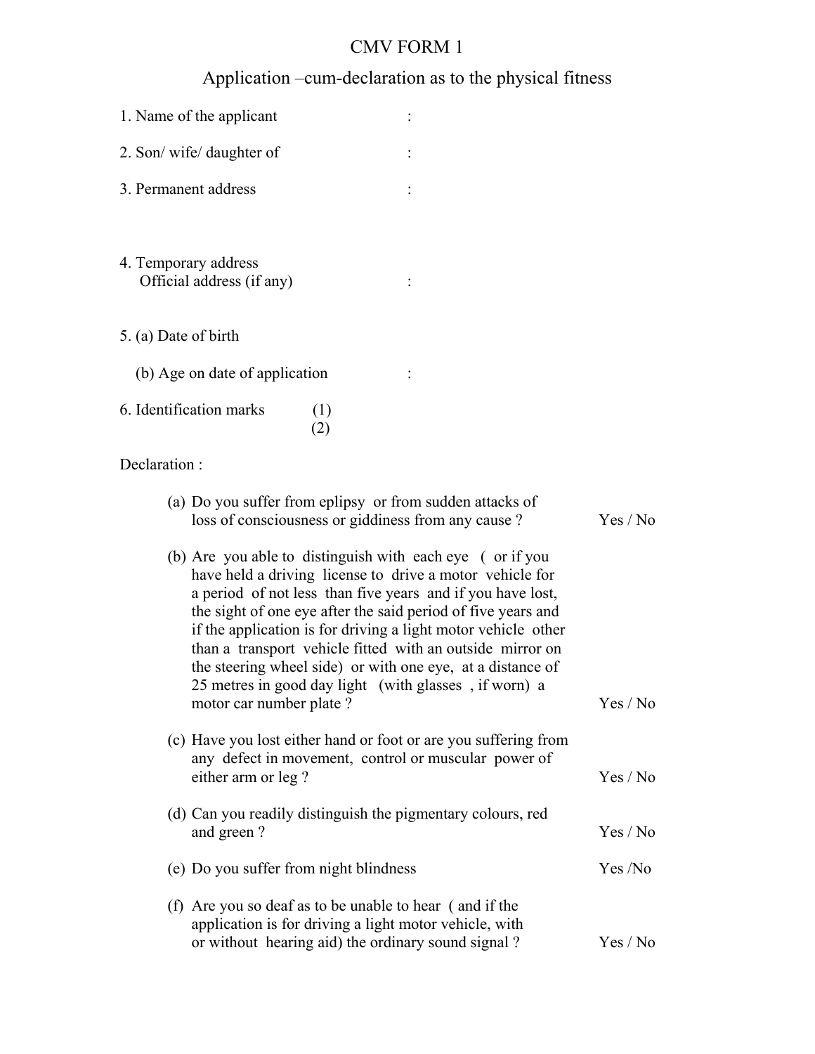# CMV FORM 1

## Application –cum-declaration as to the physical fitness

1. Name of the applicant :

2. Son/ wife/ daughter of :

3. Permanent address :

4. Temporary address
   Official address (if any) :

5. (a) Date of birth

   (b) Age on date of application :

6. Identification marks (1)
   (2)

Declaration :

(a) Do you suffer from eplipsy or from sudden attacks of loss of consciousness or giddiness from any cause ? Yes / No

(b) Are you able to distinguish with each eye ( or if you have held a driving license to drive a motor vehicle for a period of not less than five years and if you have lost, the sight of one eye after the said period of five years and if the application is for driving a light motor vehicle other than a transport vehicle fitted with an outside mirror on the steering wheel side) or with one eye, at a distance of 25 metres in good day light (with glasses , if worn) a motor car number plate ? Yes / No

(c) Have you lost either hand or foot or are you suffering from any defect in movement, control or muscular power of either arm or leg ? Yes / No

(d) Can you readily distinguish the pigmentary colours, red and green ? Yes / No

(e) Do you suffer from night blindness Yes /No

(f) Are you so deaf as to be unable to hear ( and if the application is for driving a light motor vehicle, with or without hearing aid) the ordinary sound signal ? Yes / No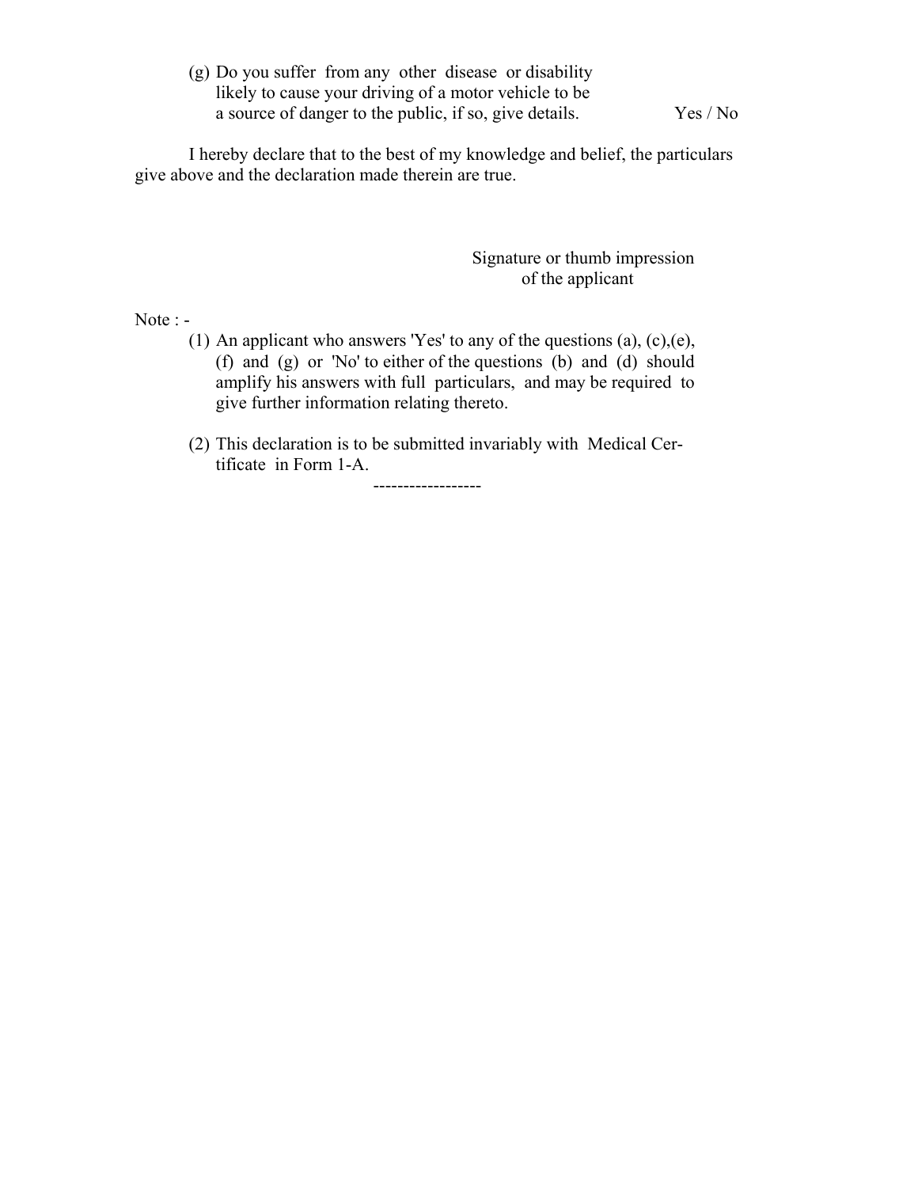(g) Do you suffer from any other disease or disability likely to cause your driving of a motor vehicle to be a source of danger to the public, if so, give details. Yes / No

I hereby declare that to the best of my knowledge and belief, the particulars give above and the declaration made therein are true.

Signature or thumb impression
of the applicant

Note : -

(1) An applicant who answers 'Yes' to any of the questions (a), (c),(e), (f) and (g) or 'No' to either of the questions (b) and (d) should amplify his answers with full particulars, and may be required to give further information relating thereto.

(2) This declaration is to be submitted invariably with Medical Certificate in Form 1-A.

------------------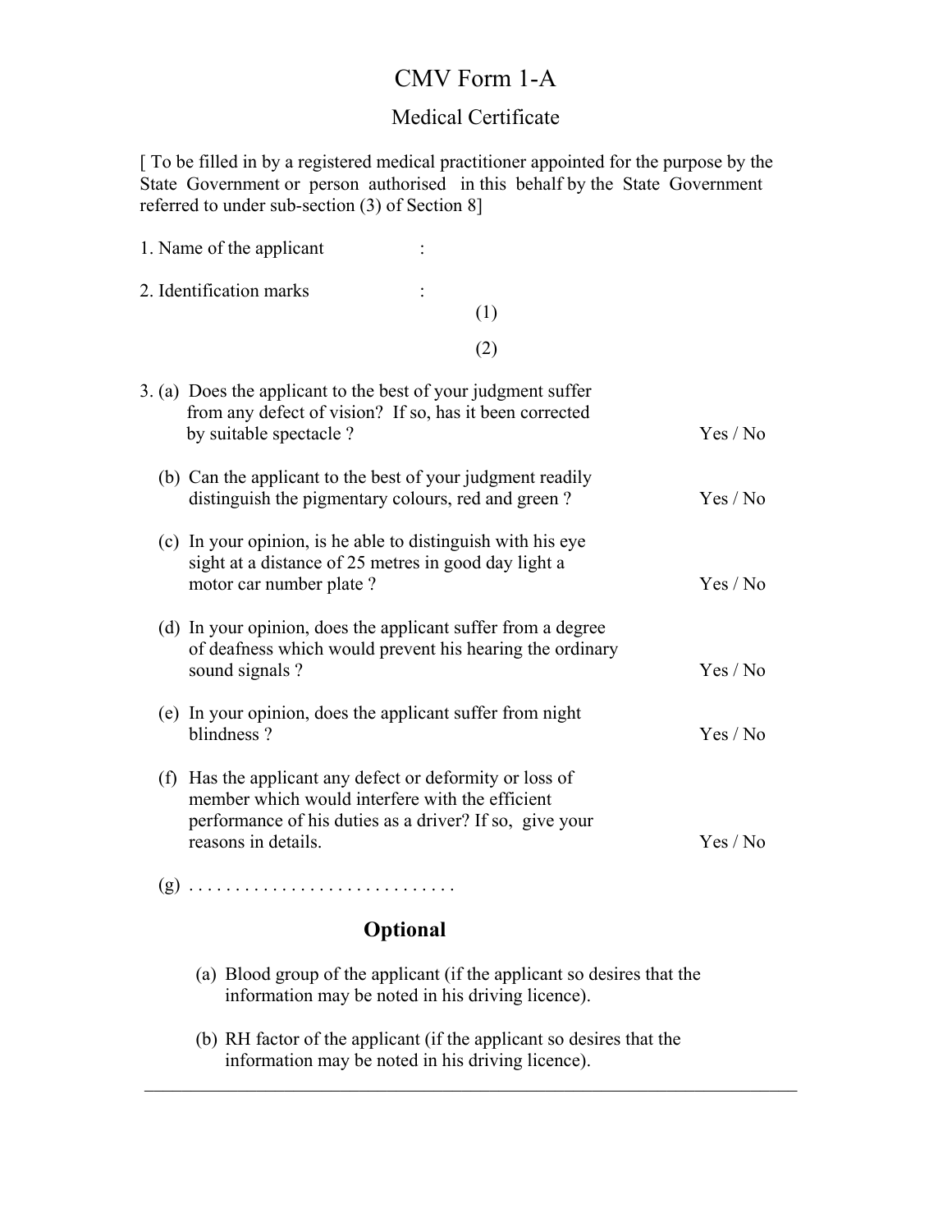# CMV Form 1-A

## Medical Certificate

[ To be filled in by a registered medical practitioner appointed for the purpose by the State Government or person authorised in this behalf by the State Government referred to under sub-section (3) of Section 8]

1. Name of the applicant :

2. Identification marks :
   (1)
   (2)

3. (a) Does the applicant to the best of your judgment suffer from any defect of vision? If so, has it been corrected by suitable spectacle ? Yes / No

   (b) Can the applicant to the best of your judgment readily distinguish the pigmentary colours, red and green ? Yes / No

   (c) In your opinion, is he able to distinguish with his eye sight at a distance of 25 metres in good day light a motor car number plate ? Yes / No

   (d) In your opinion, does the applicant suffer from a degree of deafness which would prevent his hearing the ordinary sound signals ? Yes / No

   (e) In your opinion, does the applicant suffer from night blindness ? Yes / No

   (f) Has the applicant any defect or deformity or loss of member which would interfere with the efficient performance of his duties as a driver? If so, give your reasons in details. Yes / No

   (g) . . . . . . . . . . . . . . . . . . . . . . . . . . . .

### Optional

(a) Blood group of the applicant (if the applicant so desires that the information may be noted in his driving licence).

(b) RH factor of the applicant (if the applicant so desires that the information may be noted in his driving licence).

---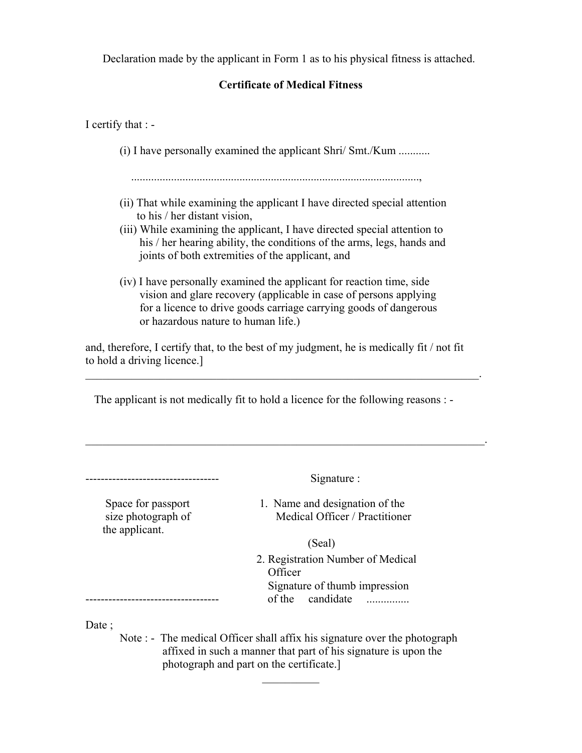Declaration made by the applicant in Form 1 as to his physical fitness is attached.

**Certificate of Medical Fitness**

I certify that : -

(i) I have personally examined the applicant Shri/ Smt./Kum ...........

.....................................................................................................,

(ii) That while examining the applicant I have directed special attention to his / her distant vision,

(iii) While examining the applicant, I have directed special attention to his / her hearing ability, the conditions of the arms, legs, hands and joints of both extremities of the applicant, and

(iv) I have personally examined the applicant for reaction time, side vision and glare recovery (applicable in case of persons applying for a licence to drive goods carriage carrying goods of dangerous or hazardous nature to human life.)

and, therefore, I certify that, to the best of my judgment, he is medically fit / not fit to hold a driving licence.]

___________________________________________________________________________.

The applicant is not medically fit to hold a licence for the following reasons : -

___________________________________________________________________________.

----------------------------------

Space for passport size photograph of the applicant.

----------------------------------

Signature :

1. Name and designation of the Medical Officer / Practitioner

(Seal)

2. Registration Number of Medical Officer
   Signature of thumb impression of the candidate ..............

Date ;

Note : - The medical Officer shall affix his signature over the photograph affixed in such a manner that part of his signature is upon the photograph and part on the certificate.]